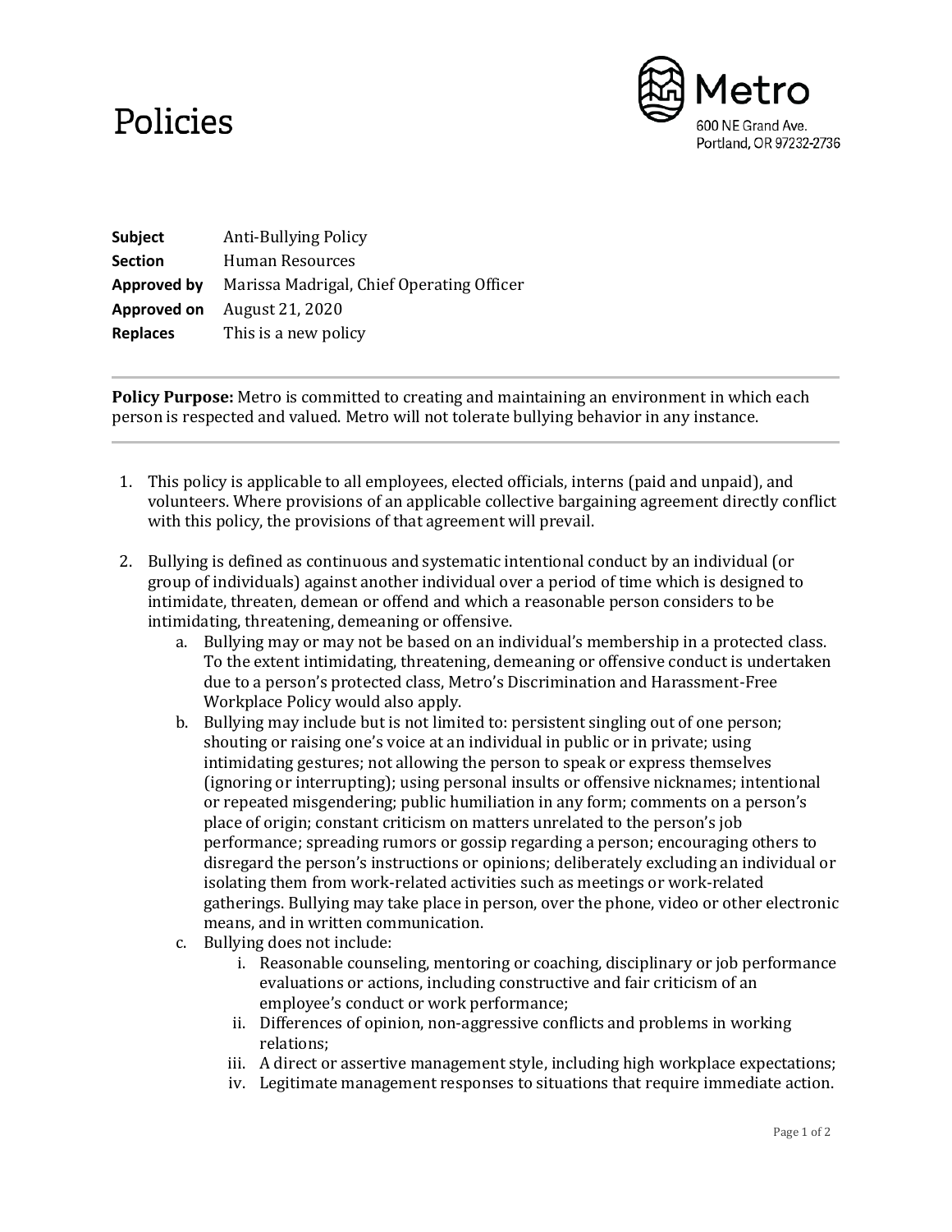# Policies

Metro
600 NE Grand Ave.
Portland, OR 97232-2736

| | |
|---|---|
| **Subject** | Anti-Bullying Policy |
| **Section** | Human Resources |
| **Approved by** | Marissa Madrigal, Chief Operating Officer |
| **Approved on** | August 21, 2020 |
| **Replaces** | This is a new policy |

---

**Policy Purpose:** Metro is committed to creating and maintaining an environment in which each person is respected and valued. Metro will not tolerate bullying behavior in any instance.

---

1. This policy is applicable to all employees, elected officials, interns (paid and unpaid), and volunteers. Where provisions of an applicable collective bargaining agreement directly conflict with this policy, the provisions of that agreement will prevail.

2. Bullying is defined as continuous and systematic intentional conduct by an individual (or group of individuals) against another individual over a period of time which is designed to intimidate, threaten, demean or offend and which a reasonable person considers to be intimidating, threatening, demeaning or offensive.
   a. Bullying may or may not be based on an individual's membership in a protected class. To the extent intimidating, threatening, demeaning or offensive conduct is undertaken due to a person's protected class, Metro's Discrimination and Harassment-Free Workplace Policy would also apply.
   b. Bullying may include but is not limited to: persistent singling out of one person; shouting or raising one's voice at an individual in public or in private; using intimidating gestures; not allowing the person to speak or express themselves (ignoring or interrupting); using personal insults or offensive nicknames; intentional or repeated misgendering; public humiliation in any form; comments on a person's place of origin; constant criticism on matters unrelated to the person's job performance; spreading rumors or gossip regarding a person; encouraging others to disregard the person's instructions or opinions; deliberately excluding an individual or isolating them from work-related activities such as meetings or work-related gatherings. Bullying may take place in person, over the phone, video or other electronic means, and in written communication.
   c. Bullying does not include:
      i. Reasonable counseling, mentoring or coaching, disciplinary or job performance evaluations or actions, including constructive and fair criticism of an employee's conduct or work performance;
      ii. Differences of opinion, non-aggressive conflicts and problems in working relations;
      iii. A direct or assertive management style, including high workplace expectations;
      iv. Legitimate management responses to situations that require immediate action.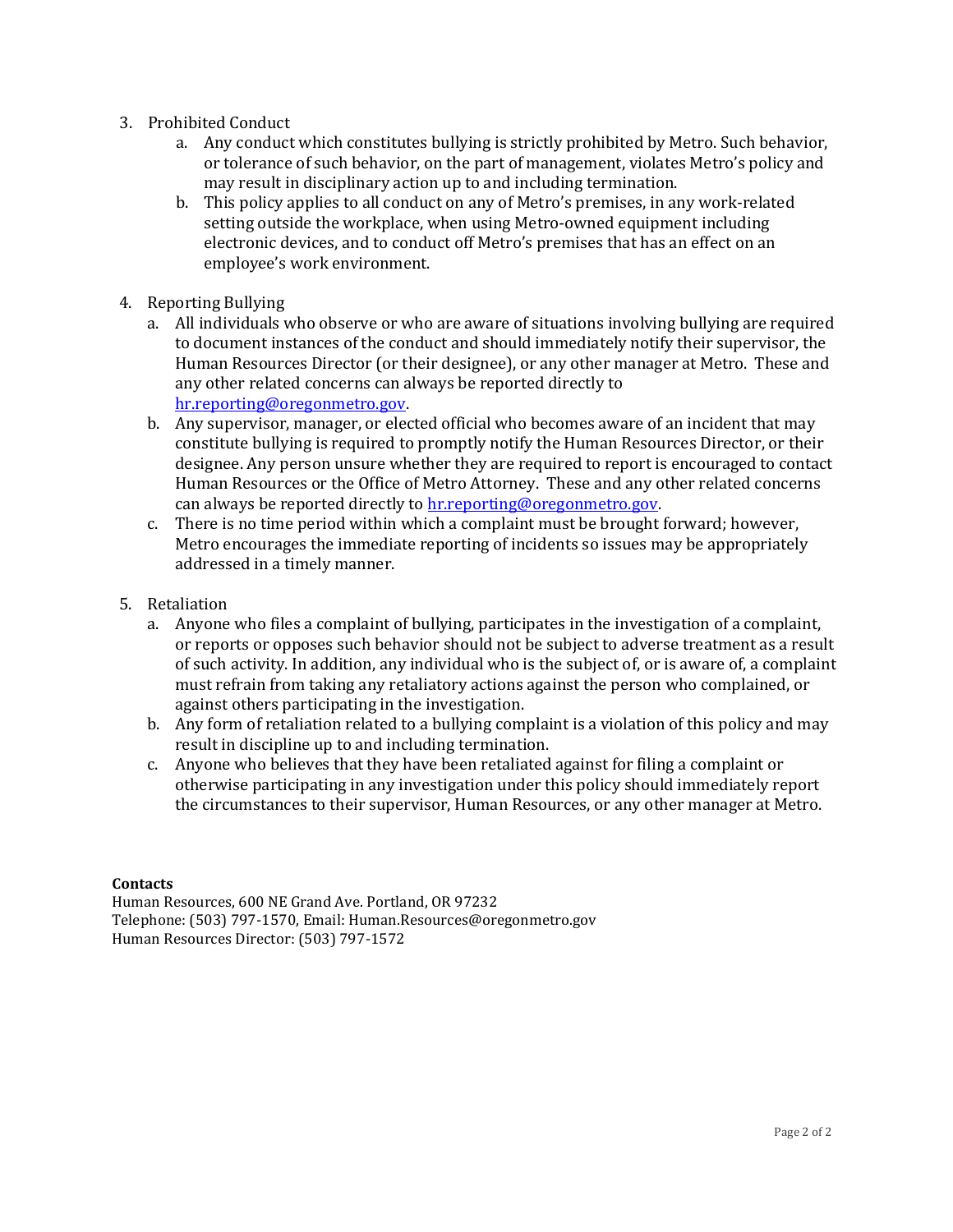3. Prohibited Conduct
    a. Any conduct which constitutes bullying is strictly prohibited by Metro. Such behavior, or tolerance of such behavior, on the part of management, violates Metro's policy and may result in disciplinary action up to and including termination.
    b. This policy applies to all conduct on any of Metro's premises, in any work-related setting outside the workplace, when using Metro-owned equipment including electronic devices, and to conduct off Metro's premises that has an effect on an employee's work environment.

4. Reporting Bullying
    a. All individuals who observe or who are aware of situations involving bullying are required to document instances of the conduct and should immediately notify their supervisor, the Human Resources Director (or their designee), or any other manager at Metro. These and any other related concerns can always be reported directly to [hr.reporting@oregonmetro.gov](mailto:hr.reporting@oregonmetro.gov).
    b. Any supervisor, manager, or elected official who becomes aware of an incident that may constitute bullying is required to promptly notify the Human Resources Director, or their designee. Any person unsure whether they are required to report is encouraged to contact Human Resources or the Office of Metro Attorney. These and any other related concerns can always be reported directly to [hr.reporting@oregonmetro.gov](mailto:hr.reporting@oregonmetro.gov).
    c. There is no time period within which a complaint must be brought forward; however, Metro encourages the immediate reporting of incidents so issues may be appropriately addressed in a timely manner.

5. Retaliation
    a. Anyone who files a complaint of bullying, participates in the investigation of a complaint, or reports or opposes such behavior should not be subject to adverse treatment as a result of such activity. In addition, any individual who is the subject of, or is aware of, a complaint must refrain from taking any retaliatory actions against the person who complained, or against others participating in the investigation.
    b. Any form of retaliation related to a bullying complaint is a violation of this policy and may result in discipline up to and including termination.
    c. Anyone who believes that they have been retaliated against for filing a complaint or otherwise participating in any investigation under this policy should immediately report the circumstances to their supervisor, Human Resources, or any other manager at Metro.

**Contacts**
Human Resources, 600 NE Grand Ave. Portland, OR 97232
Telephone: (503) 797-1570, Email: Human.Resources@oregonmetro.gov
Human Resources Director: (503) 797-1572